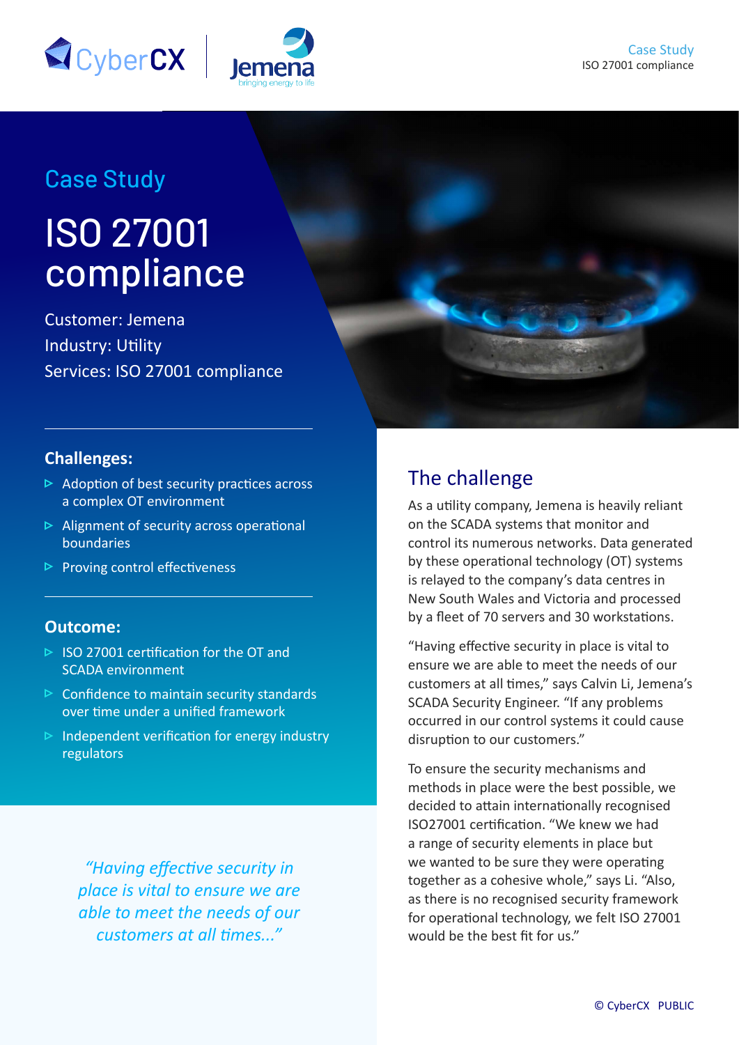Case Study

# ISO 27001 compliance

Customer: Jemena
Industry: Utility
Services: ISO 27001 compliance

### Challenges:

- Adoption of best security practices across a complex OT environment
- Alignment of security across operational boundaries
- Proving control effectiveness

### Outcome:

- ISO 27001 certification for the OT and SCADA environment
- Confidence to maintain security standards over time under a unified framework
- Independent verification for energy industry regulators

*"Having effective security in place is vital to ensure we are able to meet the needs of our customers at all times..."*

## The challenge

As a utility company, Jemena is heavily reliant on the SCADA systems that monitor and control its numerous networks. Data generated by these operational technology (OT) systems is relayed to the company's data centres in New South Wales and Victoria and processed by a fleet of 70 servers and 30 workstations.

"Having effective security in place is vital to ensure we are able to meet the needs of our customers at all times," says Calvin Li, Jemena's SCADA Security Engineer. "If any problems occurred in our control systems it could cause disruption to our customers."

To ensure the security mechanisms and methods in place were the best possible, we decided to attain internationally recognised ISO27001 certification. "We knew we had a range of security elements in place but we wanted to be sure they were operating together as a cohesive whole," says Li. "Also, as there is no recognised security framework for operational technology, we felt ISO 27001 would be the best fit for us."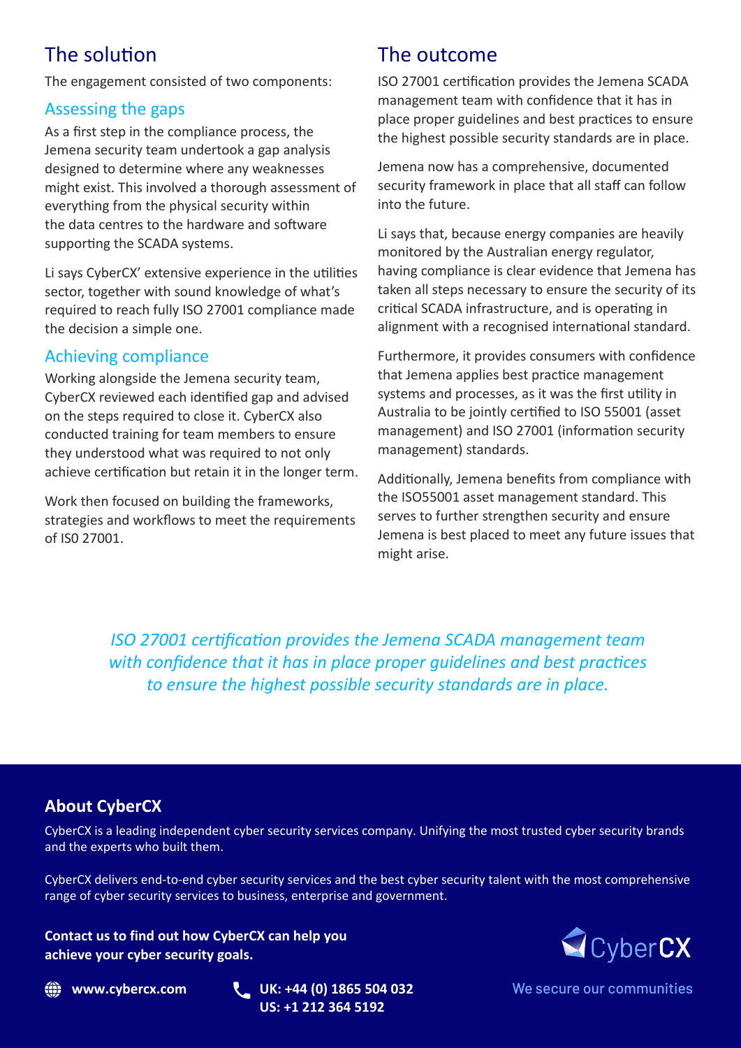## The solution

The engagement consisted of two components:

### Assessing the gaps

As a first step in the compliance process, the Jemena security team undertook a gap analysis designed to determine where any weaknesses might exist. This involved a thorough assessment of everything from the physical security within the data centres to the hardware and software supporting the SCADA systems.

Li says CyberCX' extensive experience in the utilities sector, together with sound knowledge of what's required to reach fully ISO 27001 compliance made the decision a simple one.

### Achieving compliance

Working alongside the Jemena security team, CyberCX reviewed each identified gap and advised on the steps required to close it. CyberCX also conducted training for team members to ensure they understood what was required to not only achieve certification but retain it in the longer term.

Work then focused on building the frameworks, strategies and workflows to meet the requirements of ISO 27001.

## The outcome

ISO 27001 certification provides the Jemena SCADA management team with confidence that it has in place proper guidelines and best practices to ensure the highest possible security standards are in place.

Jemena now has a comprehensive, documented security framework in place that all staff can follow into the future.

Li says that, because energy companies are heavily monitored by the Australian energy regulator, having compliance is clear evidence that Jemena has taken all steps necessary to ensure the security of its critical SCADA infrastructure, and is operating in alignment with a recognised international standard.

Furthermore, it provides consumers with confidence that Jemena applies best practice management systems and processes, as it was the first utility in Australia to be jointly certified to ISO 55001 (asset management) and ISO 27001 (information security management) standards.

Additionally, Jemena benefits from compliance with the ISO55001 asset management standard. This serves to further strengthen security and ensure Jemena is best placed to meet any future issues that might arise.

*ISO 27001 certification provides the Jemena SCADA management team with confidence that it has in place proper guidelines and best practices to ensure the highest possible security standards are in place.*

### About CyberCX

CyberCX is a leading independent cyber security services company. Unifying the most trusted cyber security brands and the experts who built them.

CyberCX delivers end-to-end cyber security services and the best cyber security talent with the most comprehensive range of cyber security services to business, enterprise and government.

**Contact us to find out how CyberCX can help you achieve your cyber security goals.**

**www.cybercx.com**

**UK: +44 (0) 1865 504 032**
**US: +1 212 364 5192**

CyberCX

We secure our communities